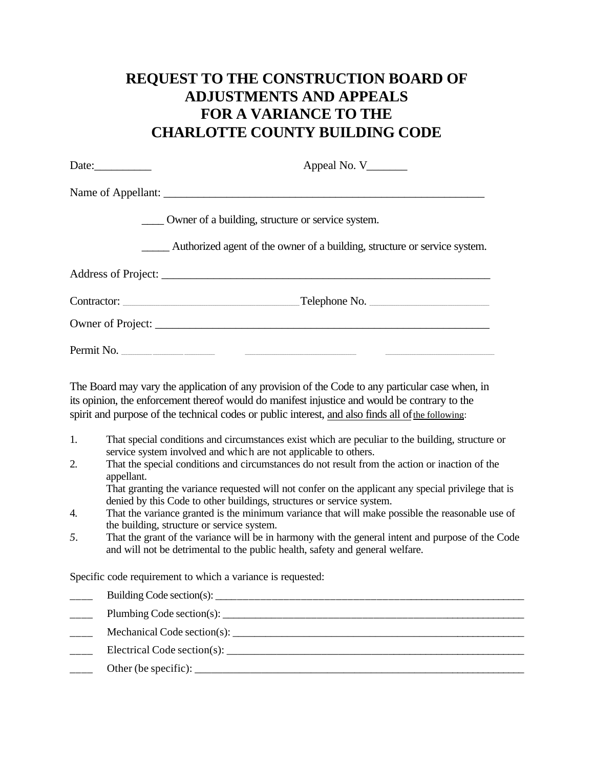# REQUEST TO THE CONSTRUCTION BOARD OF ADJUSTMENTS AND APPEALS FOR A VARIANCE TO THE CHARLOTTE COUNTY BUILDING CODE

Date:__________ Appeal No. V_______

Name of Appellant: ________________________________________________________

____ Owner of a building, structure or service system.

_____ Authorized agent of the owner of a building, structure or service system.

Address of Project: ________________________________________________________

Contractor: ______________________________ Telephone No. ____________________

Owner of Project: __________________________________________________________

Permit No. ________________ ____________________ ____________________

The Board may vary the application of any provision of the Code to any particular case when, in its opinion, the enforcement thereof would do manifest injustice and would be contrary to the spirit and purpose of the technical codes or public interest, and also finds all of the following:

1. That special conditions and circumstances exist which are peculiar to the building, structure or service system involved and which are not applicable to others.
2. That the special conditions and circumstances do not result from the action or inaction of the appellant.
   That granting the variance requested will not confer on the applicant any special privilege that is denied by this Code to other buildings, structures or service system.
4. That the variance granted is the minimum variance that will make possible the reasonable use of the building, structure or service system.
5. That the grant of the variance will be in harmony with the general intent and purpose of the Code and will not be detrimental to the public health, safety and general welfare.

Specific code requirement to which a variance is requested:

____ Building Code section(s): ________________________________________________

____ Plumbing Code section(s): ________________________________________________

____ Mechanical Code section(s): ______________________________________________

____ Electrical Code section(s): _______________________________________________

____ Other (be specific): _____________________________________________________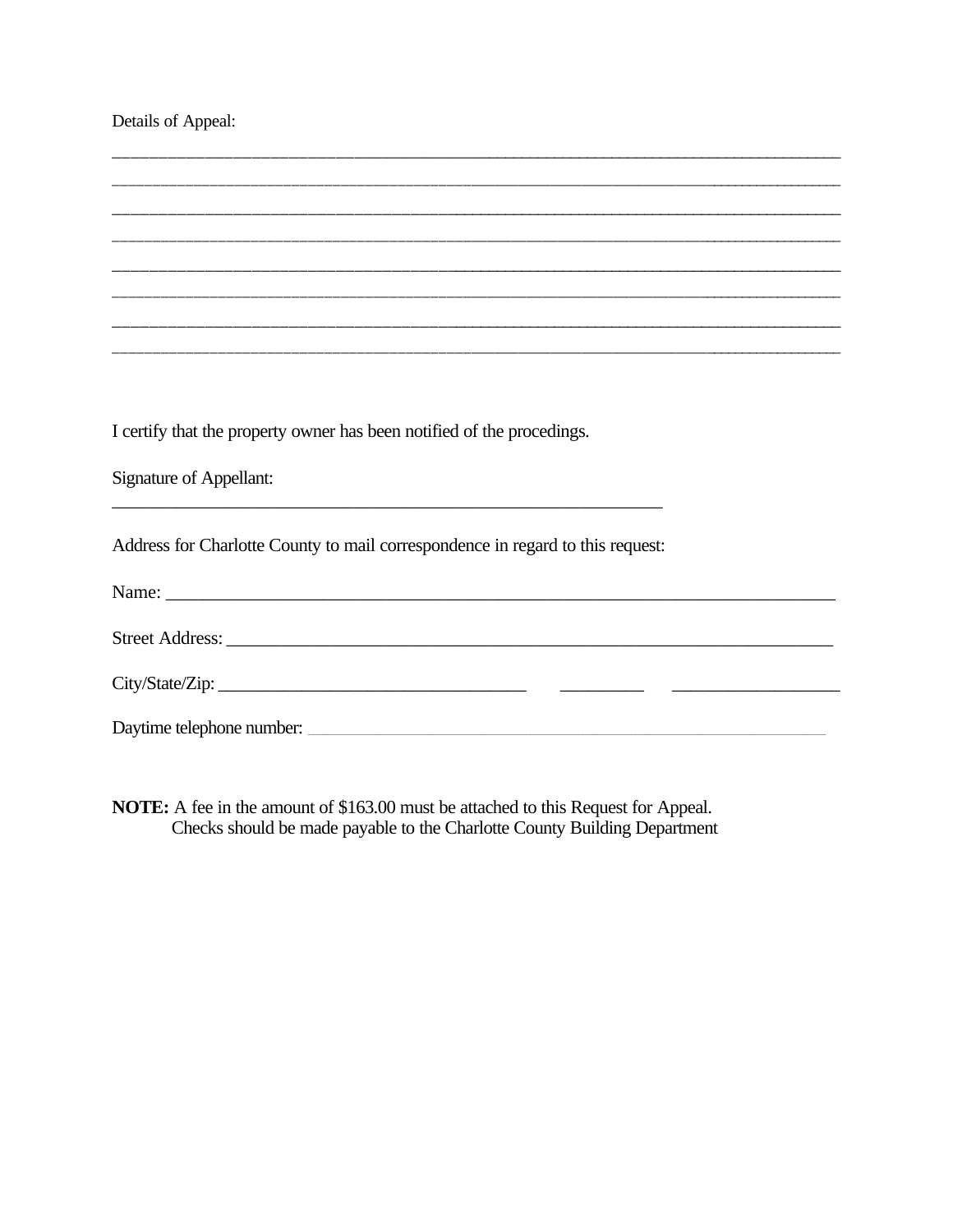Details of Appeal:

_______________________________________________________________________________
_______________________________________________________________________________
_______________________________________________________________________________
_______________________________________________________________________________
_______________________________________________________________________________
_______________________________________________________________________________
_______________________________________________________________________________
_______________________________________________________________________________

I certify that the property owner has been notified of the procedings.

Signature of Appellant:
___________________________________________________________

Address for Charlotte County to mail correspondence in regard to this request:

Name: _____________________________________________________________________

Street Address: _____________________________________________________________

City/State/Zip: _________________________________ _________ _________________

Daytime telephone number: _____________________________________________________

**NOTE:** A fee in the amount of $163.00 must be attached to this Request for Appeal.
Checks should be made payable to the Charlotte County Building Department